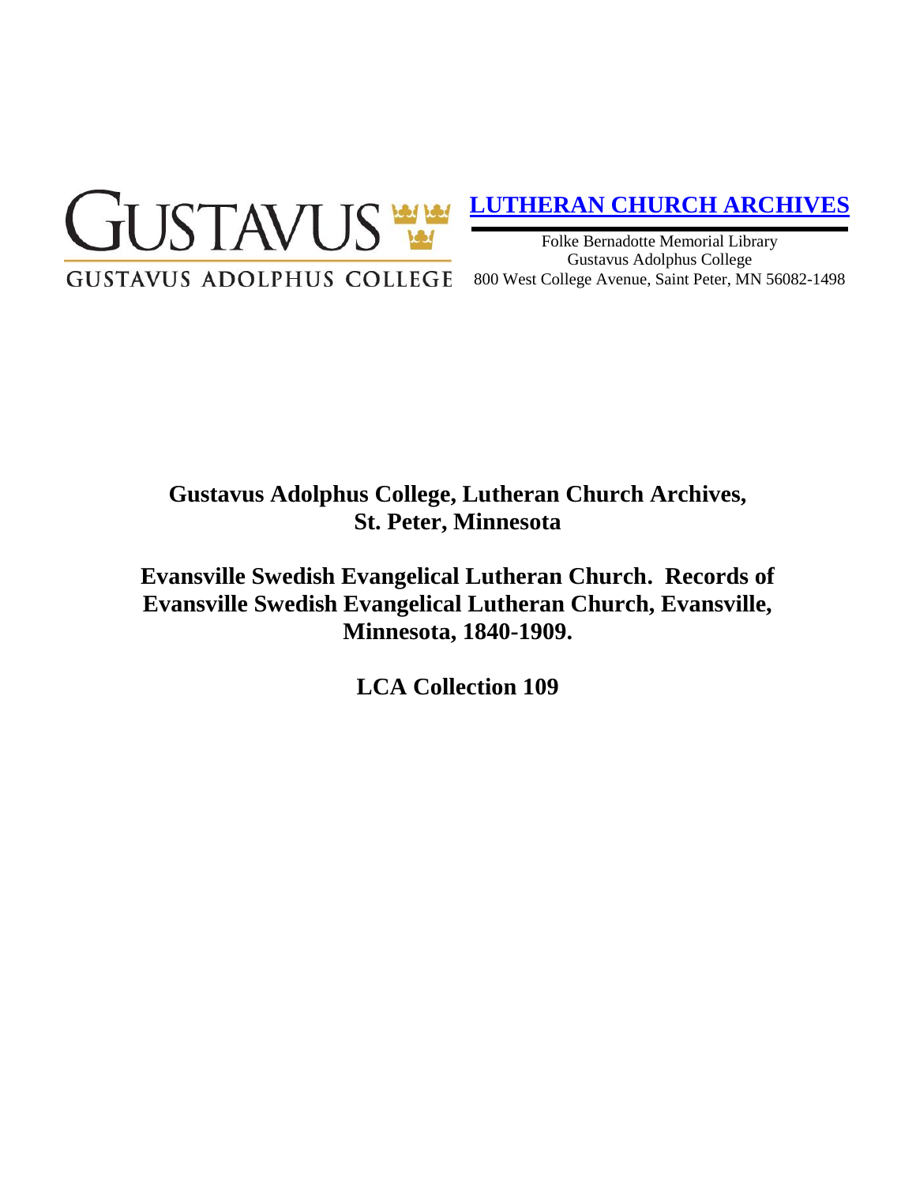GUSTAVUS

GUSTAVUS ADOLPHUS COLLEGE

**LUTHERAN CHURCH ARCHIVES**

Folke Bernadotte Memorial Library
Gustavus Adolphus College
800 West College Avenue, Saint Peter, MN 56082-1498

# Gustavus Adolphus College, Lutheran Church Archives, St. Peter, Minnesota

# Evansville Swedish Evangelical Lutheran Church. Records of Evansville Swedish Evangelical Lutheran Church, Evansville, Minnesota, 1840-1909.

# LCA Collection 109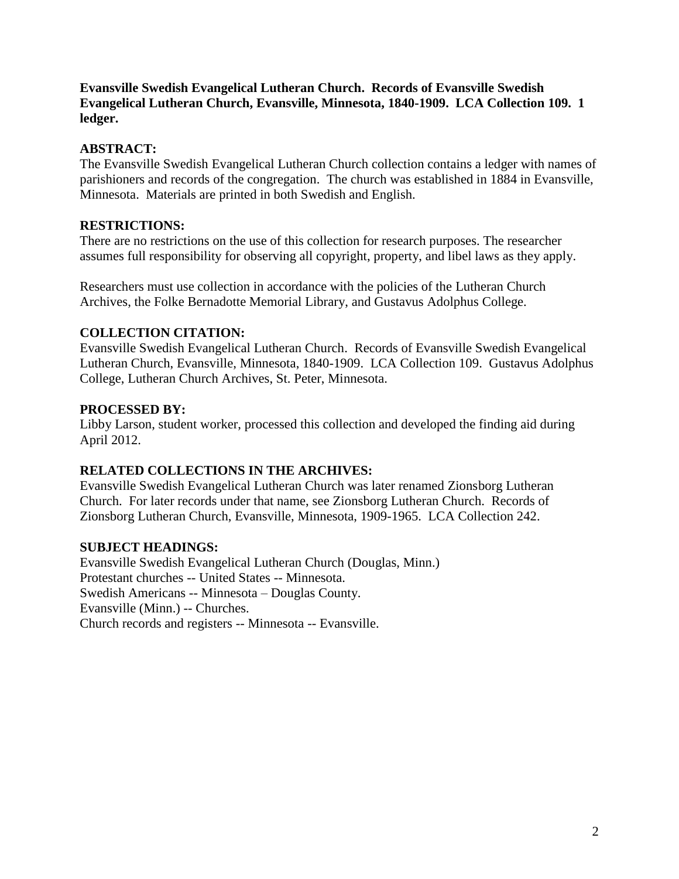**Evansville Swedish Evangelical Lutheran Church. Records of Evansville Swedish Evangelical Lutheran Church, Evansville, Minnesota, 1840-1909. LCA Collection 109. 1 ledger.**

## ABSTRACT:

The Evansville Swedish Evangelical Lutheran Church collection contains a ledger with names of parishioners and records of the congregation. The church was established in 1884 in Evansville, Minnesota. Materials are printed in both Swedish and English.

## RESTRICTIONS:

There are no restrictions on the use of this collection for research purposes. The researcher assumes full responsibility for observing all copyright, property, and libel laws as they apply.

Researchers must use collection in accordance with the policies of the Lutheran Church Archives, the Folke Bernadotte Memorial Library, and Gustavus Adolphus College.

## COLLECTION CITATION:

Evansville Swedish Evangelical Lutheran Church. Records of Evansville Swedish Evangelical Lutheran Church, Evansville, Minnesota, 1840-1909. LCA Collection 109. Gustavus Adolphus College, Lutheran Church Archives, St. Peter, Minnesota.

## PROCESSED BY:

Libby Larson, student worker, processed this collection and developed the finding aid during April 2012.

## RELATED COLLECTIONS IN THE ARCHIVES:

Evansville Swedish Evangelical Lutheran Church was later renamed Zionsborg Lutheran Church. For later records under that name, see Zionsborg Lutheran Church. Records of Zionsborg Lutheran Church, Evansville, Minnesota, 1909-1965. LCA Collection 242.

## SUBJECT HEADINGS:

Evansville Swedish Evangelical Lutheran Church (Douglas, Minn.)
Protestant churches -- United States -- Minnesota.
Swedish Americans -- Minnesota – Douglas County.
Evansville (Minn.) -- Churches.
Church records and registers -- Minnesota -- Evansville.